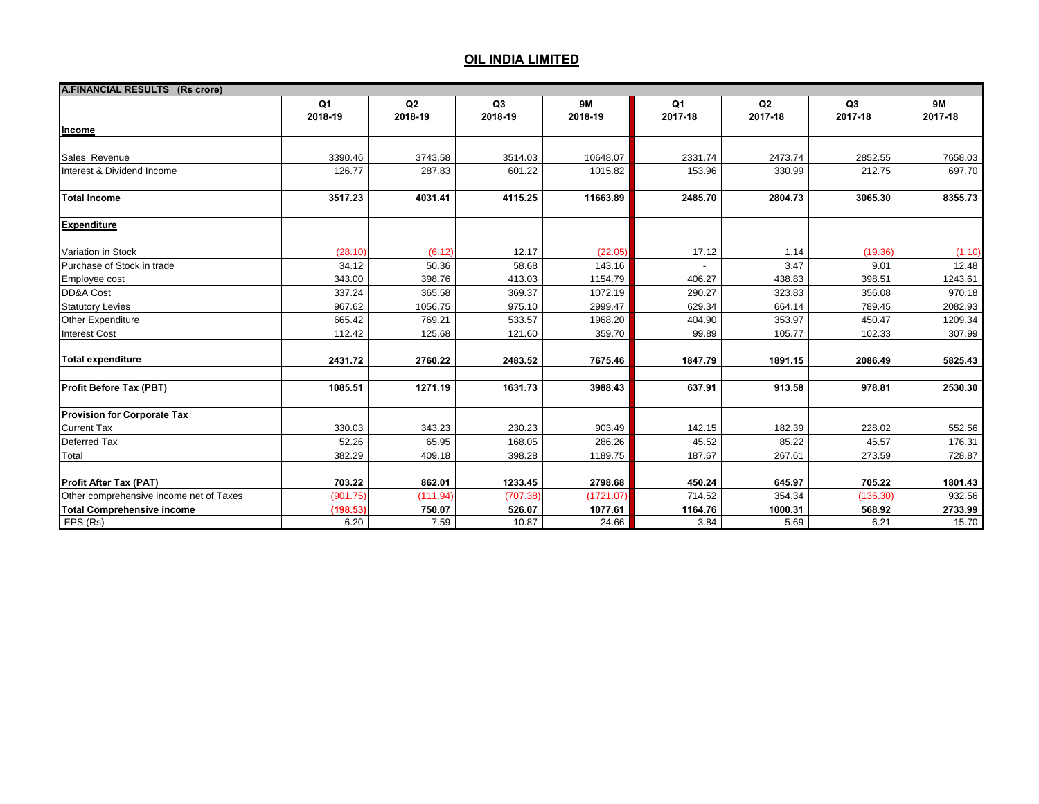# OIL INDIA LIMITED

| A.FINANCIAL RESULTS (Rs crore) | Q1 2018-19 | Q2 2018-19 | Q3 2018-19 | 9M 2018-19 | Q1 2017-18 | Q2 2017-18 | Q3 2017-18 | 9M 2017-18 |
|---|---|---|---|---|---|---|---|---|
| **Income** | | | | | | | | |
| | | | | | | | | |
| Sales Revenue | 3390.46 | 3743.58 | 3514.03 | 10648.07 | 2331.74 | 2473.74 | 2852.55 | 7658.03 |
| Interest & Dividend Income | 126.77 | 287.83 | 601.22 | 1015.82 | 153.96 | 330.99 | 212.75 | 697.70 |
| | | | | | | | | |
| **Total Income** | **3517.23** | **4031.41** | **4115.25** | **11663.89** | **2485.70** | **2804.73** | **3065.30** | **8355.73** |
| | | | | | | | | |
| **Expenditure** | | | | | | | | |
| | | | | | | | | |
| Variation in Stock | (28.10) | (6.12) | 12.17 | (22.05) | 17.12 | 1.14 | (19.36) | (1.10) |
| Purchase of Stock in trade | 34.12 | 50.36 | 58.68 | 143.16 | - | 3.47 | 9.01 | 12.48 |
| Employee cost | 343.00 | 398.76 | 413.03 | 1154.79 | 406.27 | 438.83 | 398.51 | 1243.61 |
| DD&A Cost | 337.24 | 365.58 | 369.37 | 1072.19 | 290.27 | 323.83 | 356.08 | 970.18 |
| Statutory Levies | 967.62 | 1056.75 | 975.10 | 2999.47 | 629.34 | 664.14 | 789.45 | 2082.93 |
| Other Expenditure | 665.42 | 769.21 | 533.57 | 1968.20 | 404.90 | 353.97 | 450.47 | 1209.34 |
| Interest Cost | 112.42 | 125.68 | 121.60 | 359.70 | 99.89 | 105.77 | 102.33 | 307.99 |
| | | | | | | | | |
| **Total expenditure** | **2431.72** | **2760.22** | **2483.52** | **7675.46** | **1847.79** | **1891.15** | **2086.49** | **5825.43** |
| | | | | | | | | |
| **Profit Before Tax (PBT)** | **1085.51** | **1271.19** | **1631.73** | **3988.43** | **637.91** | **913.58** | **978.81** | **2530.30** |
| | | | | | | | | |
| **Provision for Corporate Tax** | | | | | | | | |
| Current Tax | 330.03 | 343.23 | 230.23 | 903.49 | 142.15 | 182.39 | 228.02 | 552.56 |
| Deferred Tax | 52.26 | 65.95 | 168.05 | 286.26 | 45.52 | 85.22 | 45.57 | 176.31 |
| Total | 382.29 | 409.18 | 398.28 | 1189.75 | 187.67 | 267.61 | 273.59 | 728.87 |
| | | | | | | | | |
| **Profit After Tax (PAT)** | **703.22** | **862.01** | **1233.45** | **2798.68** | **450.24** | **645.97** | **705.22** | **1801.43** |
| Other comprehensive income net of Taxes | (901.75) | (111.94) | (707.38) | (1721.07) | 714.52 | 354.34 | (136.30) | 932.56 |
| **Total Comprehensive income** | **(198.53)** | **750.07** | **526.07** | **1077.61** | **1164.76** | **1000.31** | **568.92** | **2733.99** |
| EPS (Rs) | 6.20 | 7.59 | 10.87 | 24.66 | 3.84 | 5.69 | 6.21 | 15.70 |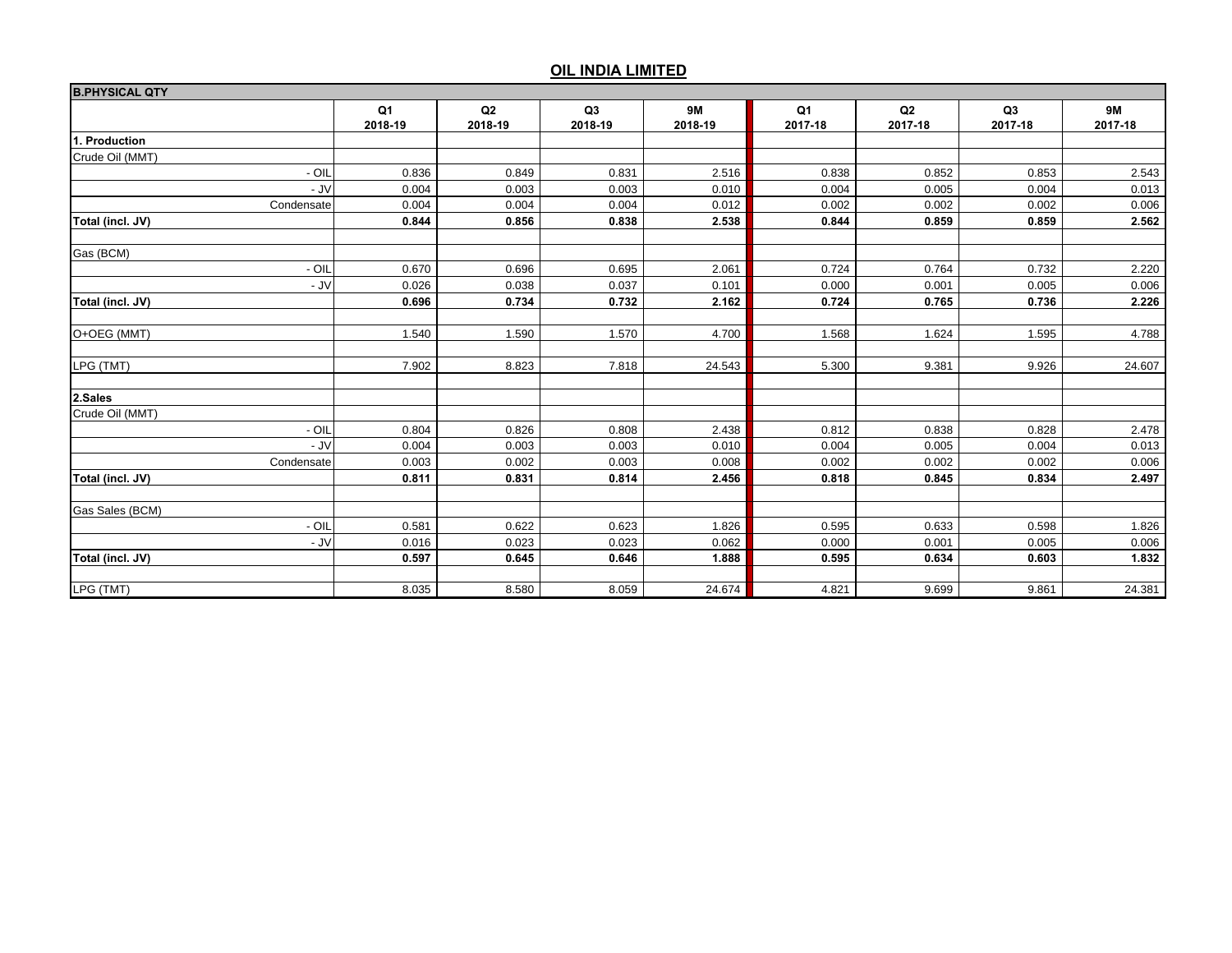## OIL INDIA LIMITED

| B.PHYSICAL QTY | | | | | | | | |
|---|---|---|---|---|---|---|---|---|
| | Q1 2018-19 | Q2 2018-19 | Q3 2018-19 | 9M 2018-19 | Q1 2017-18 | Q2 2017-18 | Q3 2017-18 | 9M 2017-18 |
| **1. Production** | | | | | | | | |
| Crude Oil (MMT) | | | | | | | | |
| - OIL | 0.836 | 0.849 | 0.831 | 2.516 | 0.838 | 0.852 | 0.853 | 2.543 |
| - JV | 0.004 | 0.003 | 0.003 | 0.010 | 0.004 | 0.005 | 0.004 | 0.013 |
| Condensate | 0.004 | 0.004 | 0.004 | 0.012 | 0.002 | 0.002 | 0.002 | 0.006 |
| **Total (incl. JV)** | **0.844** | **0.856** | **0.838** | **2.538** | **0.844** | **0.859** | **0.859** | **2.562** |
| | | | | | | | | |
| Gas (BCM) | | | | | | | | |
| - OIL | 0.670 | 0.696 | 0.695 | 2.061 | 0.724 | 0.764 | 0.732 | 2.220 |
| - JV | 0.026 | 0.038 | 0.037 | 0.101 | 0.000 | 0.001 | 0.005 | 0.006 |
| **Total (incl. JV)** | **0.696** | **0.734** | **0.732** | **2.162** | **0.724** | **0.765** | **0.736** | **2.226** |
| | | | | | | | | |
| O+OEG (MMT) | 1.540 | 1.590 | 1.570 | 4.700 | 1.568 | 1.624 | 1.595 | 4.788 |
| | | | | | | | | |
| LPG (TMT) | 7.902 | 8.823 | 7.818 | 24.543 | 5.300 | 9.381 | 9.926 | 24.607 |
| | | | | | | | | |
| **2.Sales** | | | | | | | | |
| Crude Oil (MMT) | | | | | | | | |
| - OIL | 0.804 | 0.826 | 0.808 | 2.438 | 0.812 | 0.838 | 0.828 | 2.478 |
| - JV | 0.004 | 0.003 | 0.003 | 0.010 | 0.004 | 0.005 | 0.004 | 0.013 |
| Condensate | 0.003 | 0.002 | 0.003 | 0.008 | 0.002 | 0.002 | 0.002 | 0.006 |
| **Total (incl. JV)** | **0.811** | **0.831** | **0.814** | **2.456** | **0.818** | **0.845** | **0.834** | **2.497** |
| | | | | | | | | |
| Gas Sales (BCM) | | | | | | | | |
| - OIL | 0.581 | 0.622 | 0.623 | 1.826 | 0.595 | 0.633 | 0.598 | 1.826 |
| - JV | 0.016 | 0.023 | 0.023 | 0.062 | 0.000 | 0.001 | 0.005 | 0.006 |
| **Total (incl. JV)** | **0.597** | **0.645** | **0.646** | **1.888** | **0.595** | **0.634** | **0.603** | **1.832** |
| | | | | | | | | |
| LPG (TMT) | 8.035 | 8.580 | 8.059 | 24.674 | 4.821 | 9.699 | 9.861 | 24.381 |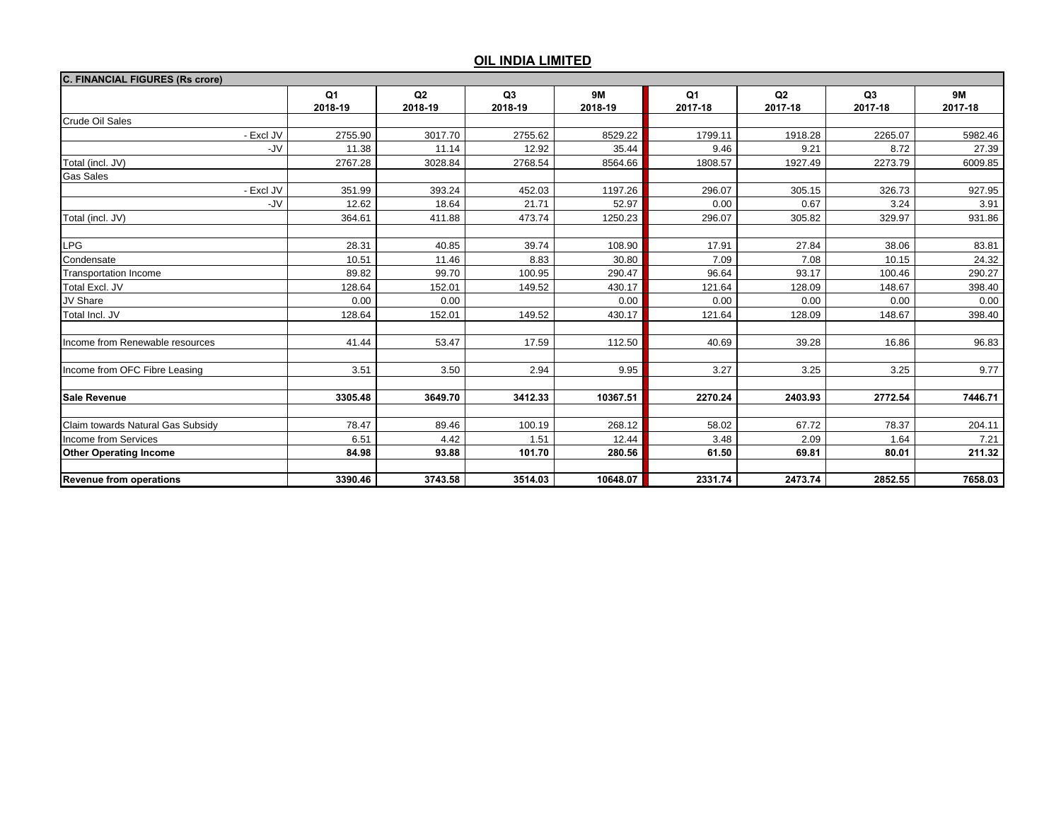## OIL INDIA LIMITED

| C. FINANCIAL FIGURES (Rs crore) | | | | | | | | |
|---|---|---|---|---|---|---|---|---|
| | Q1 2018-19 | Q2 2018-19 | Q3 2018-19 | 9M 2018-19 | Q1 2017-18 | Q2 2017-18 | Q3 2017-18 | 9M 2017-18 |
| Crude Oil Sales | | | | | | | | |
| - Excl JV | 2755.90 | 3017.70 | 2755.62 | 8529.22 | 1799.11 | 1918.28 | 2265.07 | 5982.46 |
| -JV | 11.38 | 11.14 | 12.92 | 35.44 | 9.46 | 9.21 | 8.72 | 27.39 |
| Total (incl. JV) | 2767.28 | 3028.84 | 2768.54 | 8564.66 | 1808.57 | 1927.49 | 2273.79 | 6009.85 |
| Gas Sales | | | | | | | | |
| - Excl JV | 351.99 | 393.24 | 452.03 | 1197.26 | 296.07 | 305.15 | 326.73 | 927.95 |
| -JV | 12.62 | 18.64 | 21.71 | 52.97 | 0.00 | 0.67 | 3.24 | 3.91 |
| Total (incl. JV) | 364.61 | 411.88 | 473.74 | 1250.23 | 296.07 | 305.82 | 329.97 | 931.86 |
| | | | | | | | | |
| LPG | 28.31 | 40.85 | 39.74 | 108.90 | 17.91 | 27.84 | 38.06 | 83.81 |
| Condensate | 10.51 | 11.46 | 8.83 | 30.80 | 7.09 | 7.08 | 10.15 | 24.32 |
| Transportation Income | 89.82 | 99.70 | 100.95 | 290.47 | 96.64 | 93.17 | 100.46 | 290.27 |
| Total Excl. JV | 128.64 | 152.01 | 149.52 | 430.17 | 121.64 | 128.09 | 148.67 | 398.40 |
| JV Share | 0.00 | 0.00 | | 0.00 | 0.00 | 0.00 | 0.00 | 0.00 |
| Total Incl. JV | 128.64 | 152.01 | 149.52 | 430.17 | 121.64 | 128.09 | 148.67 | 398.40 |
| | | | | | | | | |
| Income from Renewable resources | 41.44 | 53.47 | 17.59 | 112.50 | 40.69 | 39.28 | 16.86 | 96.83 |
| | | | | | | | | |
| Income from OFC Fibre Leasing | 3.51 | 3.50 | 2.94 | 9.95 | 3.27 | 3.25 | 3.25 | 9.77 |
| | | | | | | | | |
| **Sale Revenue** | **3305.48** | **3649.70** | **3412.33** | **10367.51** | **2270.24** | **2403.93** | **2772.54** | **7446.71** |
| | | | | | | | | |
| Claim towards Natural Gas Subsidy | 78.47 | 89.46 | 100.19 | 268.12 | 58.02 | 67.72 | 78.37 | 204.11 |
| Income from Services | 6.51 | 4.42 | 1.51 | 12.44 | 3.48 | 2.09 | 1.64 | 7.21 |
| **Other Operating Income** | **84.98** | **93.88** | **101.70** | **280.56** | **61.50** | **69.81** | **80.01** | **211.32** |
| | | | | | | | | |
| **Revenue from operations** | **3390.46** | **3743.58** | **3514.03** | **10648.07** | **2331.74** | **2473.74** | **2852.55** | **7658.03** |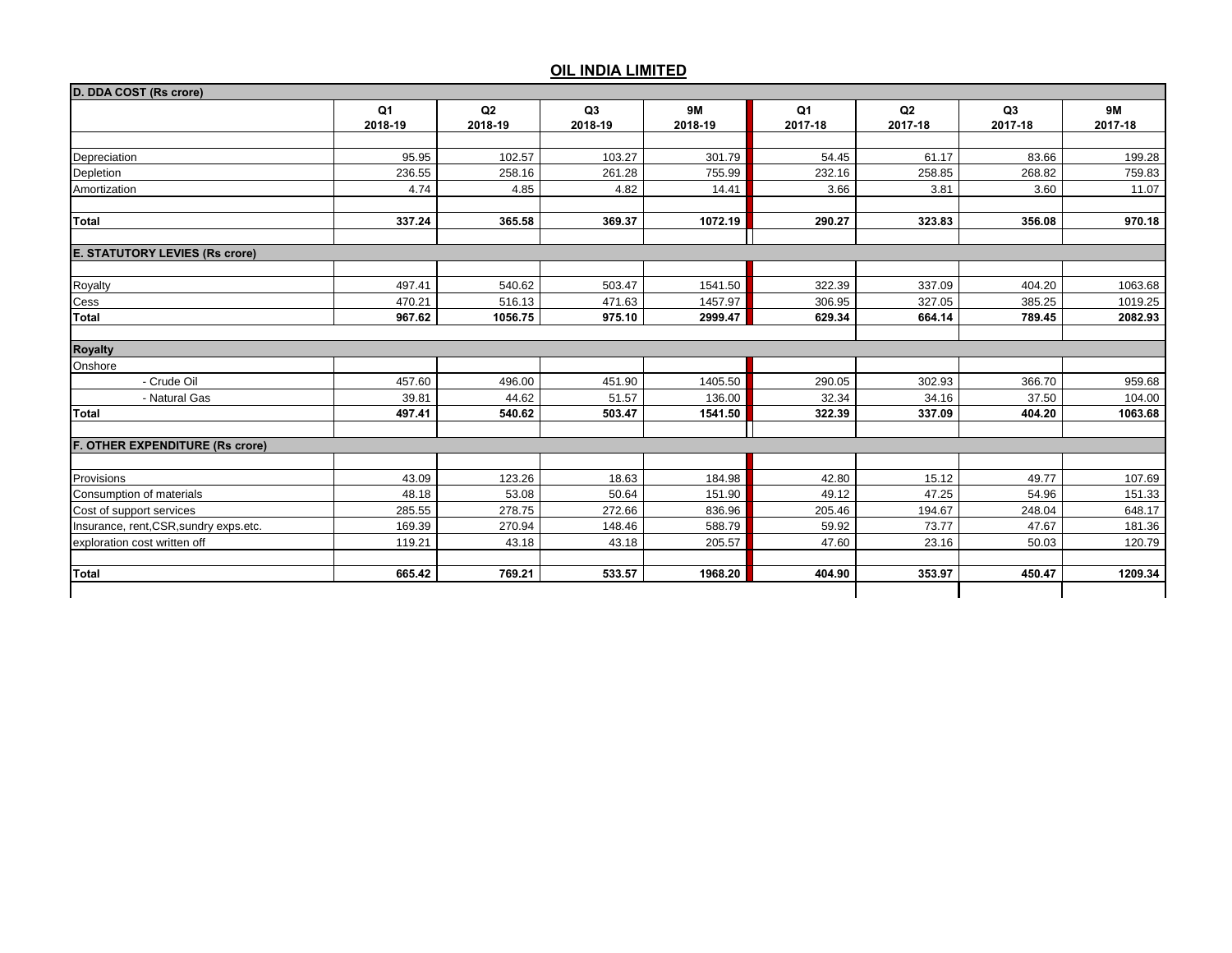## OIL INDIA LIMITED

| D. DDA COST (Rs crore) | Q1 2018-19 | Q2 2018-19 | Q3 2018-19 | 9M 2018-19 | Q1 2017-18 | Q2 2017-18 | Q3 2017-18 | 9M 2017-18 |
|---|---|---|---|---|---|---|---|---|
| Depreciation | 95.95 | 102.57 | 103.27 | 301.79 | 54.45 | 61.17 | 83.66 | 199.28 |
| Depletion | 236.55 | 258.16 | 261.28 | 755.99 | 232.16 | 258.85 | 268.82 | 759.83 |
| Amortization | 4.74 | 4.85 | 4.82 | 14.41 | 3.66 | 3.81 | 3.60 | 11.07 |
| **Total** | **337.24** | **365.58** | **369.37** | **1072.19** | **290.27** | **323.83** | **356.08** | **970.18** |
| **E. STATUTORY LEVIES (Rs crore)** | | | | | | | | |
| Royalty | 497.41 | 540.62 | 503.47 | 1541.50 | 322.39 | 337.09 | 404.20 | 1063.68 |
| Cess | 470.21 | 516.13 | 471.63 | 1457.97 | 306.95 | 327.05 | 385.25 | 1019.25 |
| **Total** | **967.62** | **1056.75** | **975.10** | **2999.47** | **629.34** | **664.14** | **789.45** | **2082.93** |
| **Royalty** | | | | | | | | |
| Onshore | | | | | | | | |
| - Crude Oil | 457.60 | 496.00 | 451.90 | 1405.50 | 290.05 | 302.93 | 366.70 | 959.68 |
| - Natural Gas | 39.81 | 44.62 | 51.57 | 136.00 | 32.34 | 34.16 | 37.50 | 104.00 |
| **Total** | **497.41** | **540.62** | **503.47** | **1541.50** | **322.39** | **337.09** | **404.20** | **1063.68** |
| **F. OTHER EXPENDITURE (Rs crore)** | | | | | | | | |
| Provisions | 43.09 | 123.26 | 18.63 | 184.98 | 42.80 | 15.12 | 49.77 | 107.69 |
| Consumption of materials | 48.18 | 53.08 | 50.64 | 151.90 | 49.12 | 47.25 | 54.96 | 151.33 |
| Cost of support services | 285.55 | 278.75 | 272.66 | 836.96 | 205.46 | 194.67 | 248.04 | 648.17 |
| Insurance, rent,CSR,sundry exps.etc. | 169.39 | 270.94 | 148.46 | 588.79 | 59.92 | 73.77 | 47.67 | 181.36 |
| exploration cost written off | 119.21 | 43.18 | 43.18 | 205.57 | 47.60 | 23.16 | 50.03 | 120.79 |
| **Total** | **665.42** | **769.21** | **533.57** | **1968.20** | **404.90** | **353.97** | **450.47** | **1209.34** |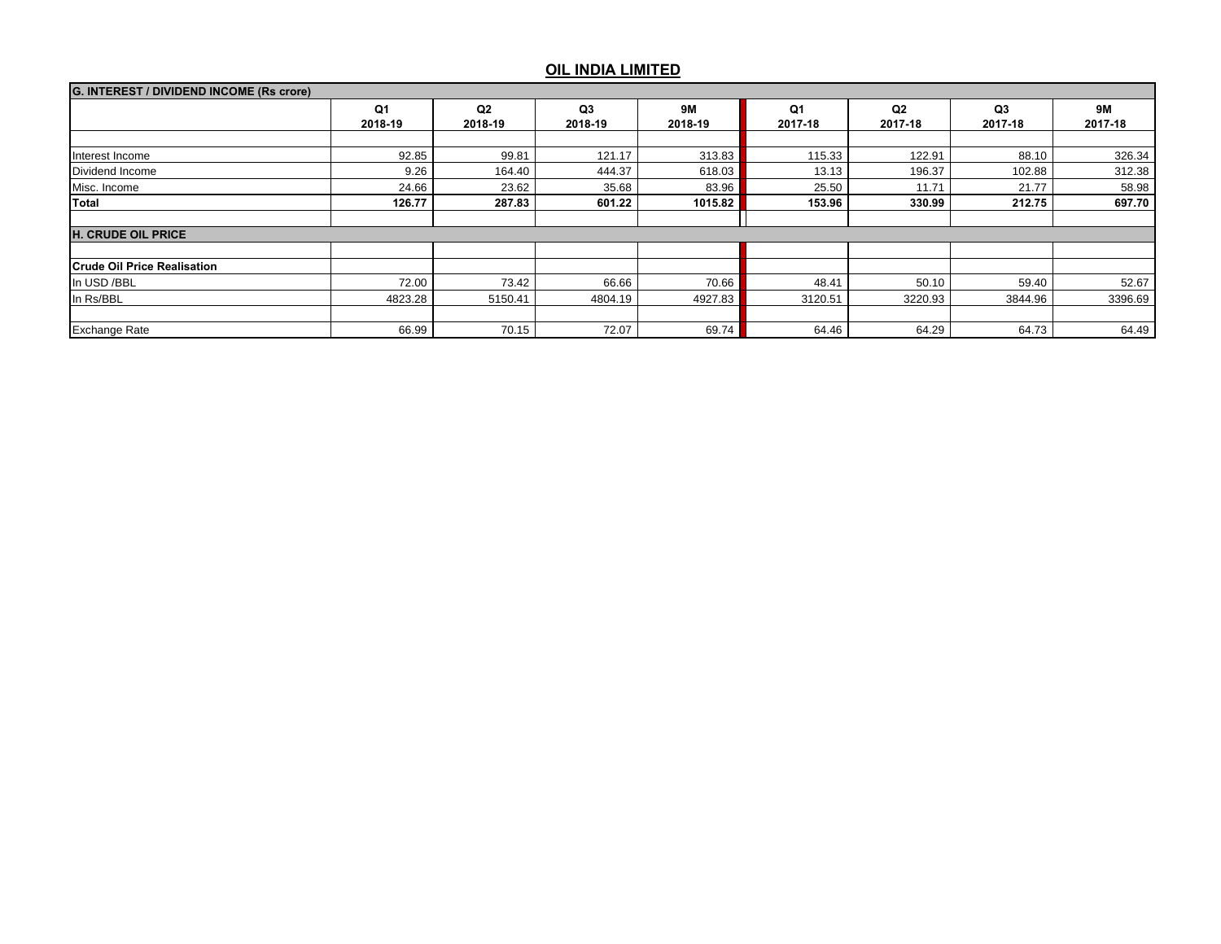## OIL INDIA LIMITED

| G. INTEREST / DIVIDEND INCOME (Rs crore) | Q1 2018-19 | Q2 2018-19 | Q3 2018-19 | 9M 2018-19 | Q1 2017-18 | Q2 2017-18 | Q3 2017-18 | 9M 2017-18 |
|---|---|---|---|---|---|---|---|---|
| Interest Income | 92.85 | 99.81 | 121.17 | 313.83 | 115.33 | 122.91 | 88.10 | 326.34 |
| Dividend Income | 9.26 | 164.40 | 444.37 | 618.03 | 13.13 | 196.37 | 102.88 | 312.38 |
| Misc. Income | 24.66 | 23.62 | 35.68 | 83.96 | 25.50 | 11.71 | 21.77 | 58.98 |
| **Total** | **126.77** | **287.83** | **601.22** | **1015.82** | **153.96** | **330.99** | **212.75** | **697.70** |
| **H. CRUDE OIL PRICE** | | | | | | | | |
| **Crude Oil Price Realisation** | | | | | | | | |
| In USD /BBL | 72.00 | 73.42 | 66.66 | 70.66 | 48.41 | 50.10 | 59.40 | 52.67 |
| In Rs/BBL | 4823.28 | 5150.41 | 4804.19 | 4927.83 | 3120.51 | 3220.93 | 3844.96 | 3396.69 |
| Exchange Rate | 66.99 | 70.15 | 72.07 | 69.74 | 64.46 | 64.29 | 64.73 | 64.49 |